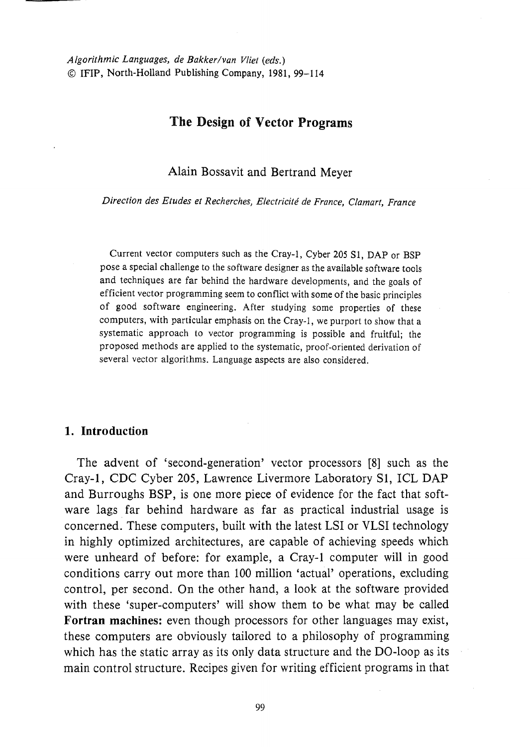*Algorithmic Languages, de Bakker/van Vliet (eds.)*
© IFIP, North-Holland Publishing Company, 1981, 99–114

# The Design of Vector Programs

Alain Bossavit and Bertrand Meyer

*Direction des Etudes et Recherches, Electricité de France, Clamart, France*

Current vector computers such as the Cray-1, Cyber 205 S1, DAP or BSP pose a special challenge to the software designer as the available software tools and techniques are far behind the hardware developments, and the goals of efficient vector programming seem to conflict with some of the basic principles of good software engineering. After studying some properties of these computers, with particular emphasis on the Cray-1, we purport to show that a systematic approach to vector programming is possible and fruitful; the proposed methods are applied to the systematic, proof-oriented derivation of several vector algorithms. Language aspects are also considered.

## 1. Introduction

The advent of 'second-generation' vector processors [8] such as the Cray-1, CDC Cyber 205, Lawrence Livermore Laboratory S1, ICL DAP and Burroughs BSP, is one more piece of evidence for the fact that software lags far behind hardware as far as practical industrial usage is concerned. These computers, built with the latest LSI or VLSI technology in highly optimized architectures, are capable of achieving speeds which were unheard of before: for example, a Cray-1 computer will in good conditions carry out more than 100 million 'actual' operations, excluding control, per second. On the other hand, a look at the software provided with these 'super-computers' will show them to be what may be called **Fortran machines:** even though processors for other languages may exist, these computers are obviously tailored to a philosophy of programming which has the static array as its only data structure and the DO-loop as its main control structure. Recipes given for writing efficient programs in that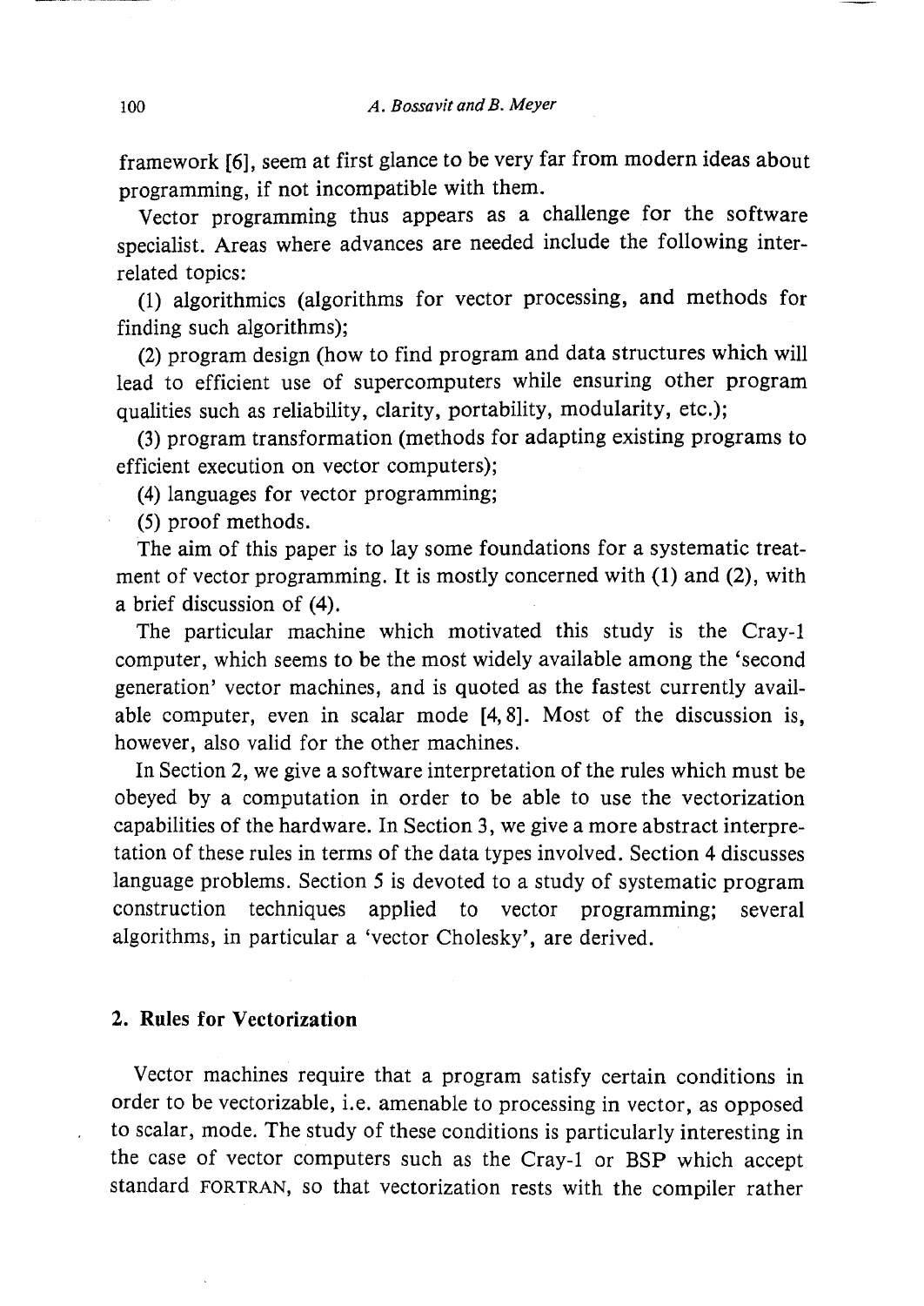framework [6], seem at first glance to be very far from modern ideas about programming, if not incompatible with them.

Vector programming thus appears as a challenge for the software specialist. Areas where advances are needed include the following interrelated topics:

(1) algorithmics (algorithms for vector processing, and methods for finding such algorithms);

(2) program design (how to find program and data structures which will lead to efficient use of supercomputers while ensuring other program qualities such as reliability, clarity, portability, modularity, etc.);

(3) program transformation (methods for adapting existing programs to efficient execution on vector computers);

(4) languages for vector programming;

(5) proof methods.

The aim of this paper is to lay some foundations for a systematic treatment of vector programming. It is mostly concerned with (1) and (2), with a brief discussion of (4).

The particular machine which motivated this study is the Cray-1 computer, which seems to be the most widely available among the 'second generation' vector machines, and is quoted as the fastest currently available computer, even in scalar mode [4, 8]. Most of the discussion is, however, also valid for the other machines.

In Section 2, we give a software interpretation of the rules which must be obeyed by a computation in order to be able to use the vectorization capabilities of the hardware. In Section 3, we give a more abstract interpretation of these rules in terms of the data types involved. Section 4 discusses language problems. Section 5 is devoted to a study of systematic program construction techniques applied to vector programming; several algorithms, in particular a 'vector Cholesky', are derived.

## 2. Rules for Vectorization

Vector machines require that a program satisfy certain conditions in order to be vectorizable, i.e. amenable to processing in vector, as opposed to scalar, mode. The study of these conditions is particularly interesting in the case of vector computers such as the Cray-1 or BSP which accept standard FORTRAN, so that vectorization rests with the compiler rather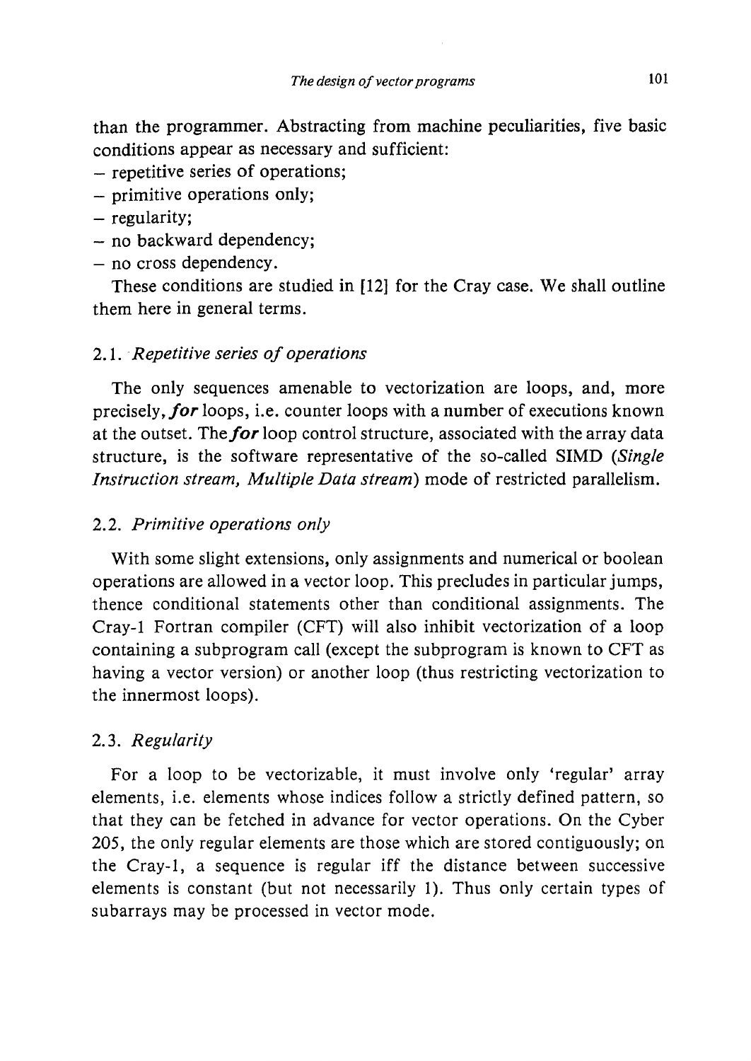than the programmer. Abstracting from machine peculiarities, five basic conditions appear as necessary and sufficient:

- repetitive series of operations;
- primitive operations only;
- regularity;
- no backward dependency;
- no cross dependency.

These conditions are studied in [12] for the Cray case. We shall outline them here in general terms.

## 2.1. *Repetitive series of operations*

The only sequences amenable to vectorization are loops, and, more precisely, ***for*** loops, i.e. counter loops with a number of executions known at the outset. The ***for*** loop control structure, associated with the array data structure, is the software representative of the so-called SIMD (*Single Instruction stream, Multiple Data stream*) mode of restricted parallelism.

## 2.2. *Primitive operations only*

With some slight extensions, only assignments and numerical or boolean operations are allowed in a vector loop. This precludes in particular jumps, thence conditional statements other than conditional assignments. The Cray-1 Fortran compiler (CFT) will also inhibit vectorization of a loop containing a subprogram call (except the subprogram is known to CFT as having a vector version) or another loop (thus restricting vectorization to the innermost loops).

## 2.3. *Regularity*

For a loop to be vectorizable, it must involve only 'regular' array elements, i.e. elements whose indices follow a strictly defined pattern, so that they can be fetched in advance for vector operations. On the Cyber 205, the only regular elements are those which are stored contiguously; on the Cray-1, a sequence is regular iff the distance between successive elements is constant (but not necessarily 1). Thus only certain types of subarrays may be processed in vector mode.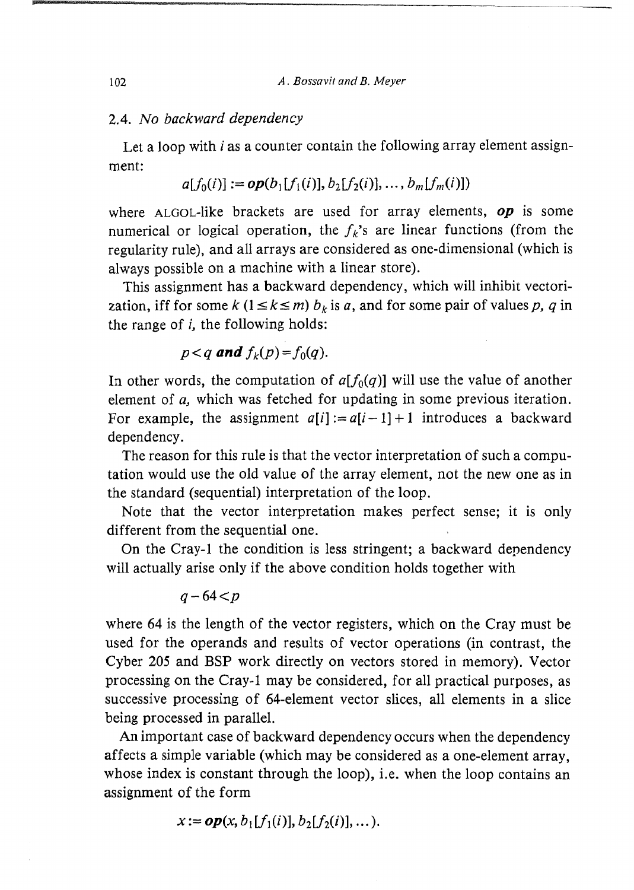### 2.4. *No backward dependency*

Let a loop with $i$ as a counter contain the following array element assignment:

$$a[f_0(i)] := \boldsymbol{op}(b_1[f_1(i)], b_2[f_2(i)], \ldots, b_m[f_m(i)])$$

where ALGOL-like brackets are used for array elements, $\boldsymbol{op}$ is some numerical or logical operation, the $f_k$'s are linear functions (from the regularity rule), and all arrays are considered as one-dimensional (which is always possible on a machine with a linear store).

This assignment has a backward dependency, which will inhibit vectorization, iff for some $k$ $(1 \leq k \leq m)$ $b_k$ is $a$, and for some pair of values $p$, $q$ in the range of $i$, the following holds:

$$p < q \textbf{ and } f_k(p) = f_0(q).$$

In other words, the computation of $a[f_0(q)]$ will use the value of another element of $a$, which was fetched for updating in some previous iteration. For example, the assignment $a[i] := a[i-1] + 1$ introduces a backward dependency.

The reason for this rule is that the vector interpretation of such a computation would use the old value of the array element, not the new one as in the standard (sequential) interpretation of the loop.

Note that the vector interpretation makes perfect sense; it is only different from the sequential one.

On the Cray-1 the condition is less stringent; a backward dependency will actually arise only if the above condition holds together with

$$q - 64 < p$$

where 64 is the length of the vector registers, which on the Cray must be used for the operands and results of vector operations (in contrast, the Cyber 205 and BSP work directly on vectors stored in memory). Vector processing on the Cray-1 may be considered, for all practical purposes, as successive processing of 64-element vector slices, all elements in a slice being processed in parallel.

An important case of backward dependency occurs when the dependency affects a simple variable (which may be considered as a one-element array, whose index is constant through the loop), i.e. when the loop contains an assignment of the form

$$x := \boldsymbol{op}(x, b_1[f_1(i)], b_2[f_2(i)], \ldots).$$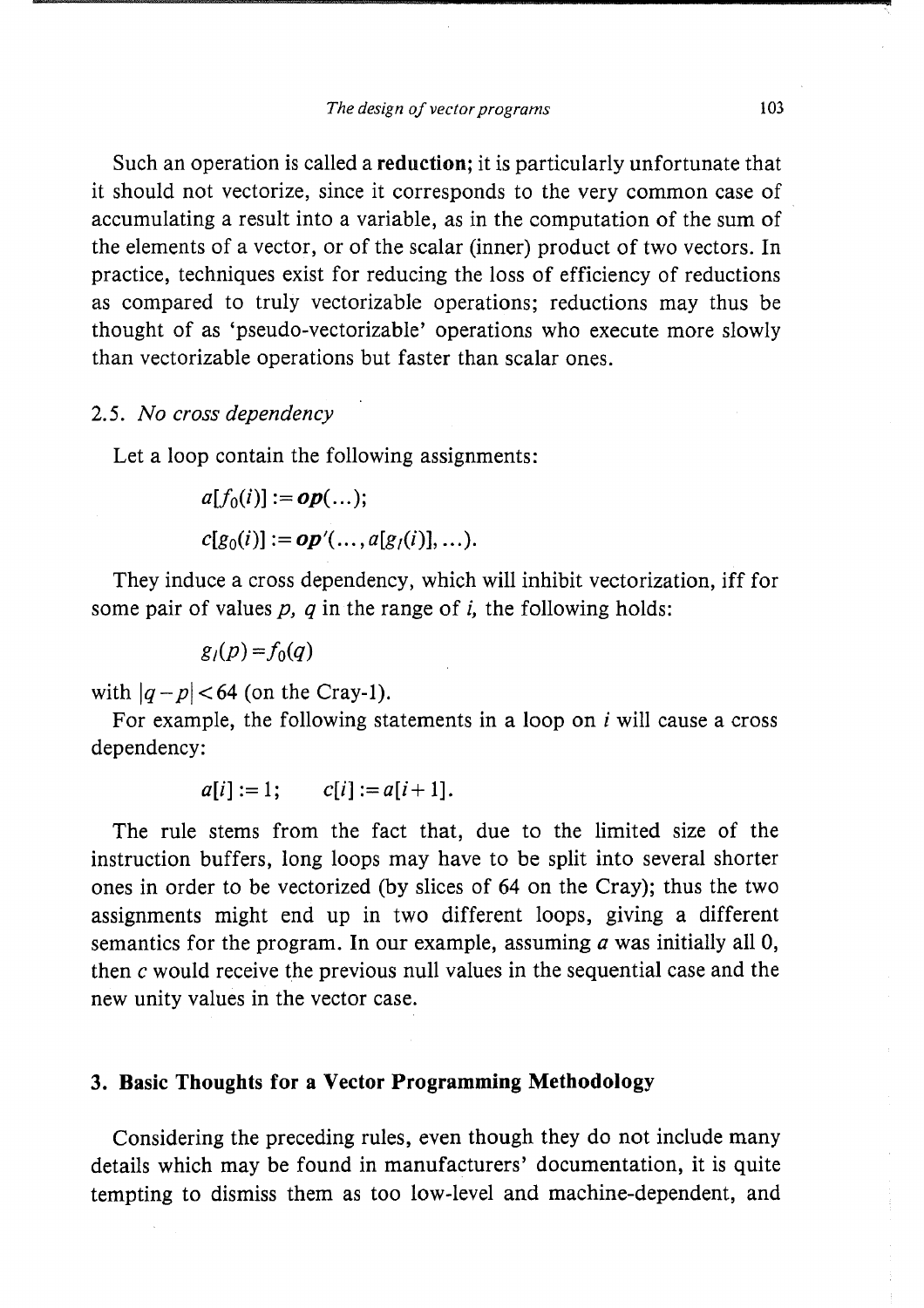Such an operation is called a **reduction**; it is particularly unfortunate that it should not vectorize, since it corresponds to the very common case of accumulating a result into a variable, as in the computation of the sum of the elements of a vector, or of the scalar (inner) product of two vectors. In practice, techniques exist for reducing the loss of efficiency of reductions as compared to truly vectorizable operations; reductions may thus be thought of as 'pseudo-vectorizable' operations who execute more slowly than vectorizable operations but faster than scalar ones.

### 2.5. *No cross dependency*

Let a loop contain the following assignments:

$$a[f_0(i)] := \boldsymbol{op}(\ldots);$$

$$c[g_0(i)] := \boldsymbol{op}'(\ldots, a[g_l(i)], \ldots).$$

They induce a cross dependency, which will inhibit vectorization, iff for some pair of values $p$, $q$ in the range of $i$, the following holds:

$$g_l(p) = f_0(q)$$

with $|q-p| < 64$ (on the Cray-1).

For example, the following statements in a loop on $i$ will cause a cross dependency:

$$a[i] := 1; \qquad c[i] := a[i+1].$$

The rule stems from the fact that, due to the limited size of the instruction buffers, long loops may have to be split into several shorter ones in order to be vectorized (by slices of 64 on the Cray); thus the two assignments might end up in two different loops, giving a different semantics for the program. In our example, assuming $a$ was initially all 0, then $c$ would receive the previous null values in the sequential case and the new unity values in the vector case.

## 3. Basic Thoughts for a Vector Programming Methodology

Considering the preceding rules, even though they do not include many details which may be found in manufacturers' documentation, it is quite tempting to dismiss them as too low-level and machine-dependent, and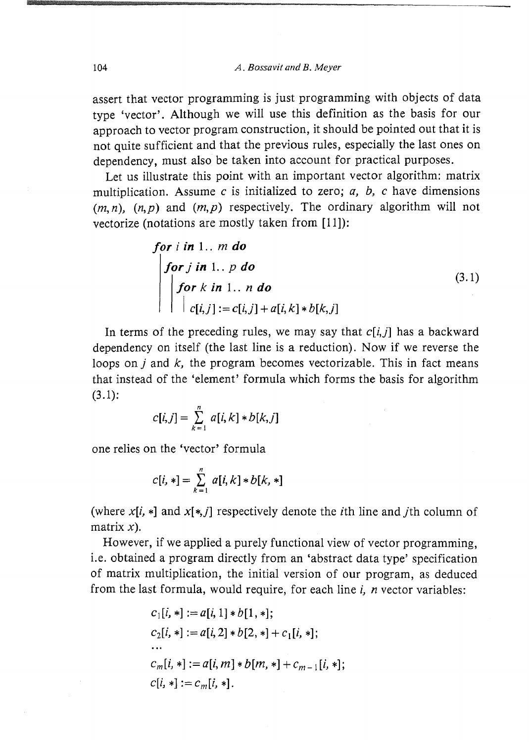assert that vector programming is just programming with objects of data type 'vector'. Although we will use this definition as the basis for our approach to vector program construction, it should be pointed out that it is not quite sufficient and that the previous rules, especially the last ones on dependency, must also be taken into account for practical purposes.

Let us illustrate this point with an important vector algorithm: matrix multiplication. Assume $c$ is initialized to zero; $a$, $b$, $c$ have dimensions $(m,n)$, $(n,p)$ and $(m,p)$ respectively. The ordinary algorithm will not vectorize (notations are mostly taken from [11]):

```
for i in 1.. m do
|  for j in 1.. p do
|  |  for k in 1.. n do
|  |  |  c[i,j] := c[i,j] + a[i,k] * b[k,j]
```

(3.1)

In terms of the preceding rules, we may say that $c[i,j]$ has a backward dependency on itself (the last line is a reduction). Now if we reverse the loops on $j$ and $k$, the program becomes vectorizable. This in fact means that instead of the 'element' formula which forms the basis for algorithm (3.1):

$$c[i,j] = \sum_{k=1}^{n} a[i,k] * b[k,j]$$

one relies on the 'vector' formula

$$c[i,*] = \sum_{k=1}^{n} a[i,k] * b[k,*]$$

(where $x[i,*]$ and $x[*,j]$ respectively denote the $i$th line and $j$th column of matrix $x$).

However, if we applied a purely functional view of vector programming, i.e. obtained a program directly from an 'abstract data type' specification of matrix multiplication, the initial version of our program, as deduced from the last formula, would require, for each line $i$, $n$ vector variables:

$$c_1[i,*] := a[i,1] * b[1,*];$$
$$c_2[i,*] := a[i,2] * b[2,*] + c_1[i,*];$$
$$\ldots$$
$$c_m[i,*] := a[i,m] * b[m,*] + c_{m-1}[i,*];$$
$$c[i,*] := c_m[i,*].$$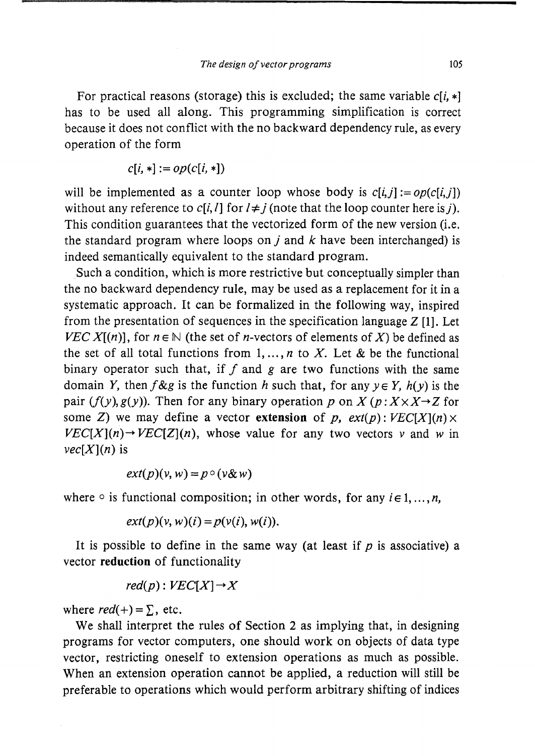For practical reasons (storage) this is excluded; the same variable $c[i, *]$ has to be used all along. This programming simplification is correct because it does not conflict with the no backward dependency rule, as every operation of the form

$$c[i, *] := op(c[i, *])$$

will be implemented as a counter loop whose body is $c[i,j] := op(c[i,j])$ without any reference to $c[i, l]$ for $l \neq j$ (note that the loop counter here is $j$). This condition guarantees that the vectorized form of the new version (i.e. the standard program where loops on $j$ and $k$ have been interchanged) is indeed semantically equivalent to the standard program.

Such a condition, which is more restrictive but conceptually simpler than the no backward dependency rule, may be used as a replacement for it in a systematic approach. It can be formalized in the following way, inspired from the presentation of sequences in the specification language Z [1]. Let $VEC\,X[(n)]$, for $n \in \mathbb{N}$ (the set of $n$-vectors of elements of $X$) be defined as the set of all total functions from $1, \ldots, n$ to $X$. Let & be the functional binary operator such that, if $f$ and $g$ are two functions with the same domain $Y$, then $f \& g$ is the function $h$ such that, for any $y \in Y$, $h(y)$ is the pair $(f(y), g(y))$. Then for any binary operation $p$ on $X$ ($p: X \times X \rightarrow Z$ for some $Z$) we may define a vector **extension** of $p$, $ext(p): VEC[X](n) \times VEC[X](n) \rightarrow VEC[Z](n)$, whose value for any two vectors $v$ and $w$ in $vec[X](n)$ is

$$ext(p)(v, w) = p \circ (v \& w)$$

where $\circ$ is functional composition; in other words, for any $i \in 1, \ldots, n$,

$$ext(p)(v, w)(i) = p(v(i), w(i)).$$

It is possible to define in the same way (at least if $p$ is associative) a vector **reduction** of functionality

$$red(p): VEC[X] \rightarrow X$$

where $red(+) = \sum$, etc.

We shall interpret the rules of Section 2 as implying that, in designing programs for vector computers, one should work on objects of data type vector, restricting oneself to extension operations as much as possible. When an extension operation cannot be applied, a reduction will still be preferable to operations which would perform arbitrary shifting of indices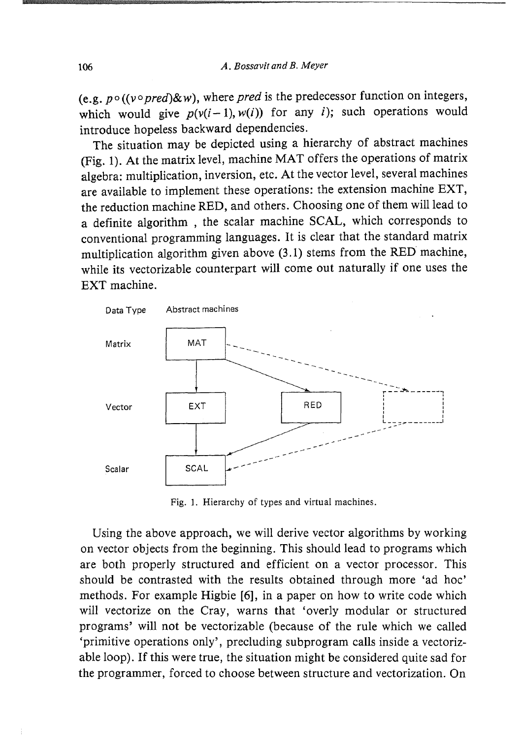(e.g. $p \circ ((v \circ pred) \& w)$, where *pred* is the predecessor function on integers, which would give $p(v(i-1), w(i))$ for any $i$); such operations would introduce hopeless backward dependencies.

The situation may be depicted using a hierarchy of abstract machines (Fig. 1). At the matrix level, machine MAT offers the operations of matrix algebra: multiplication, inversion, etc. At the vector level, several machines are available to implement these operations: the extension machine EXT, the reduction machine RED, and others. Choosing one of them will lead to a definite algorithm , the scalar machine SCAL, which corresponds to conventional programming languages. It is clear that the standard matrix multiplication algorithm given above (3.1) stems from the RED machine, while its vectorizable counterpart will come out naturally if one uses the EXT machine.

| Data Type | Abstract machines | | |
|---|---|---|---|
| Matrix | MAT | | |
| Vector | EXT | RED | (dashed box) |
| Scalar | SCAL | | |

Fig. 1. Hierarchy of types and virtual machines.

Using the above approach, we will derive vector algorithms by working on vector objects from the beginning. This should lead to programs which are both properly structured and efficient on a vector processor. This should be contrasted with the results obtained through more 'ad hoc' methods. For example Higbie [6], in a paper on how to write code which will vectorize on the Cray, warns that 'overly modular or structured programs' will not be vectorizable (because of the rule which we called 'primitive operations only', precluding subprogram calls inside a vectorizable loop). If this were true, the situation might be considered quite sad for the programmer, forced to choose between structure and vectorization. On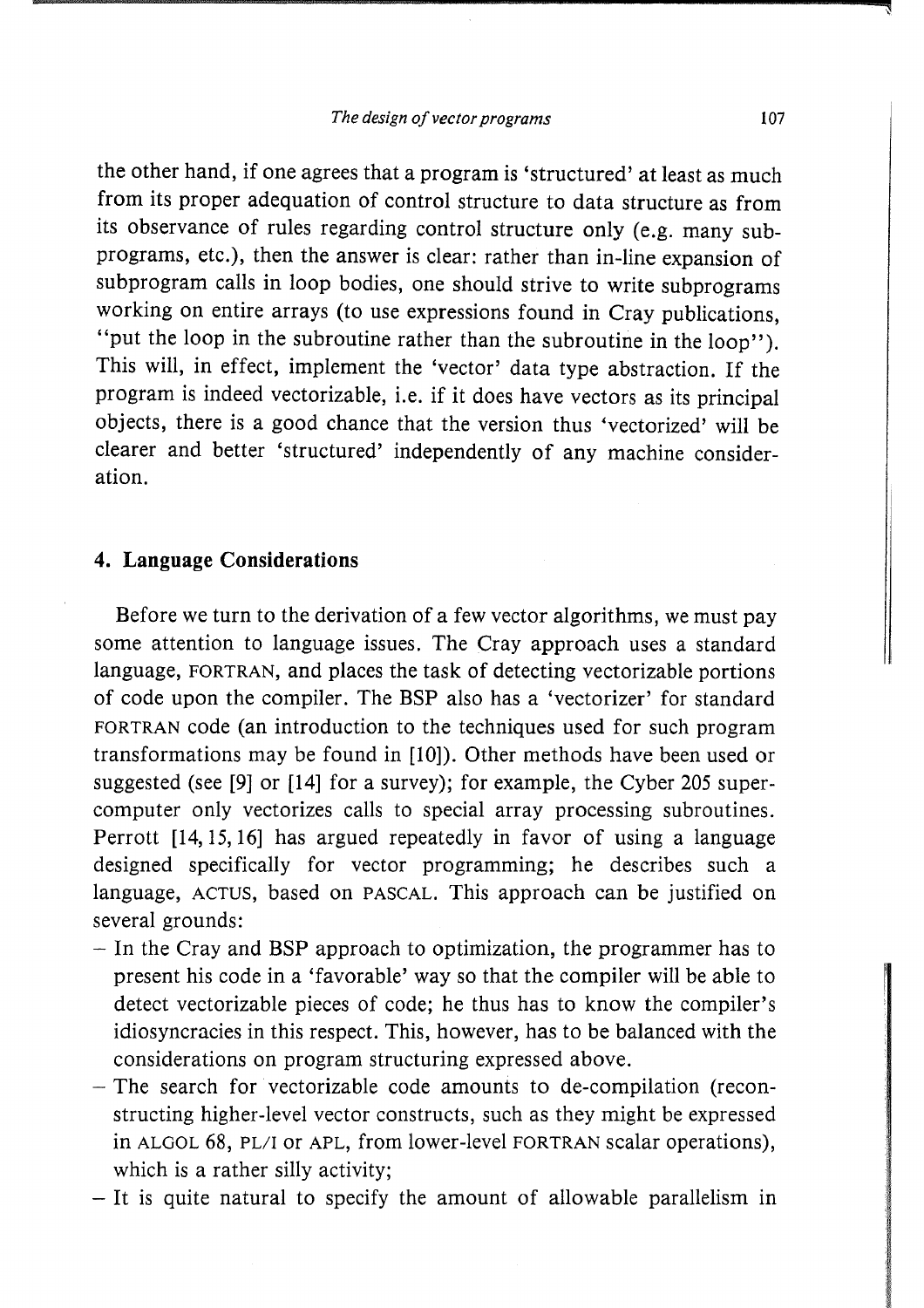the other hand, if one agrees that a program is 'structured' at least as much from its proper adequation of control structure to data structure as from its observance of rules regarding control structure only (e.g. many subprograms, etc.), then the answer is clear: rather than in-line expansion of subprogram calls in loop bodies, one should strive to write subprograms working on entire arrays (to use expressions found in Cray publications, "put the loop in the subroutine rather than the subroutine in the loop"). This will, in effect, implement the 'vector' data type abstraction. If the program is indeed vectorizable, i.e. if it does have vectors as its principal objects, there is a good chance that the version thus 'vectorized' will be clearer and better 'structured' independently of any machine consideration.

## 4. Language Considerations

Before we turn to the derivation of a few vector algorithms, we must pay some attention to language issues. The Cray approach uses a standard language, FORTRAN, and places the task of detecting vectorizable portions of code upon the compiler. The BSP also has a 'vectorizer' for standard FORTRAN code (an introduction to the techniques used for such program transformations may be found in [10]). Other methods have been used or suggested (see [9] or [14] for a survey); for example, the Cyber 205 supercomputer only vectorizes calls to special array processing subroutines. Perrott [14, 15, 16] has argued repeatedly in favor of using a language designed specifically for vector programming; he describes such a language, ACTUS, based on PASCAL. This approach can be justified on several grounds:

- In the Cray and BSP approach to optimization, the programmer has to present his code in a 'favorable' way so that the compiler will be able to detect vectorizable pieces of code; he thus has to know the compiler's idiosyncracies in this respect. This, however, has to be balanced with the considerations on program structuring expressed above.
- The search for vectorizable code amounts to de-compilation (reconstructing higher-level vector constructs, such as they might be expressed in ALGOL 68, PL/I or APL, from lower-level FORTRAN scalar operations), which is a rather silly activity;
- It is quite natural to specify the amount of allowable parallelism in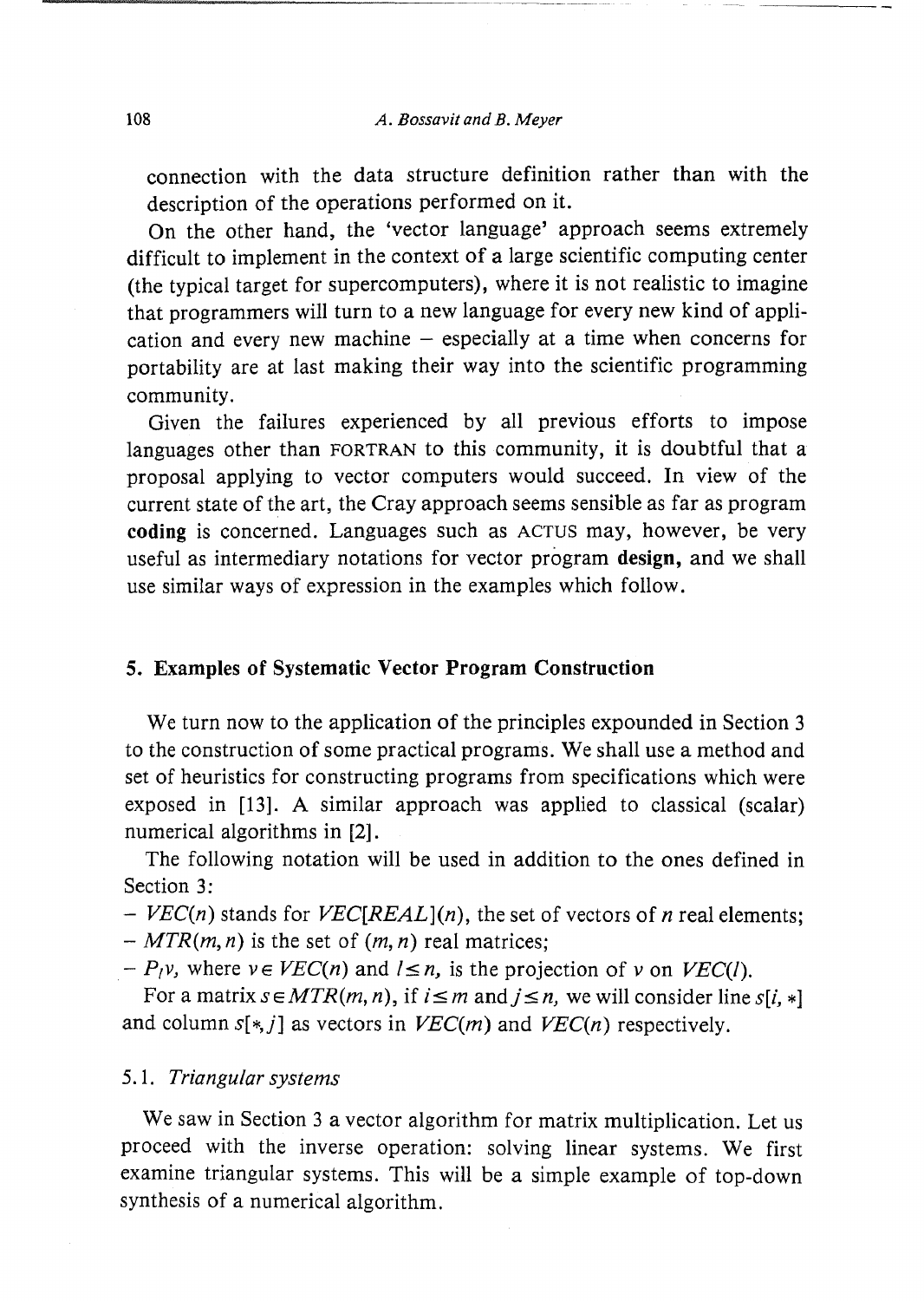connection with the data structure definition rather than with the description of the operations performed on it.

On the other hand, the 'vector language' approach seems extremely difficult to implement in the context of a large scientific computing center (the typical target for supercomputers), where it is not realistic to imagine that programmers will turn to a new language for every new kind of application and every new machine – especially at a time when concerns for portability are at last making their way into the scientific programming community.

Given the failures experienced by all previous efforts to impose languages other than FORTRAN to this community, it is doubtful that a proposal applying to vector computers would succeed. In view of the current state of the art, the Cray approach seems sensible as far as program **coding** is concerned. Languages such as ACTUS may, however, be very useful as intermediary notations for vector program **design,** and we shall use similar ways of expression in the examples which follow.

## 5. Examples of Systematic Vector Program Construction

We turn now to the application of the principles expounded in Section 3 to the construction of some practical programs. We shall use a method and set of heuristics for constructing programs from specifications which were exposed in [13]. A similar approach was applied to classical (scalar) numerical algorithms in [2].

The following notation will be used in addition to the ones defined in Section 3:

- $VEC(n)$ stands for $VEC[REAL](n)$, the set of vectors of $n$ real elements;
- $MTR(m, n)$ is the set of $(m, n)$ real matrices;
- $P_l v$, where $v \in VEC(n)$ and $l \leq n$, is the projection of $v$ on $VEC(l)$.

For a matrix $s \in MTR(m, n)$, if $i \leq m$ and $j \leq n$, we will consider line $s[i, *]$ and column $s[*, j]$ as vectors in $VEC(m)$ and $VEC(n)$ respectively.

### 5.1. *Triangular systems*

We saw in Section 3 a vector algorithm for matrix multiplication. Let us proceed with the inverse operation: solving linear systems. We first examine triangular systems. This will be a simple example of top-down synthesis of a numerical algorithm.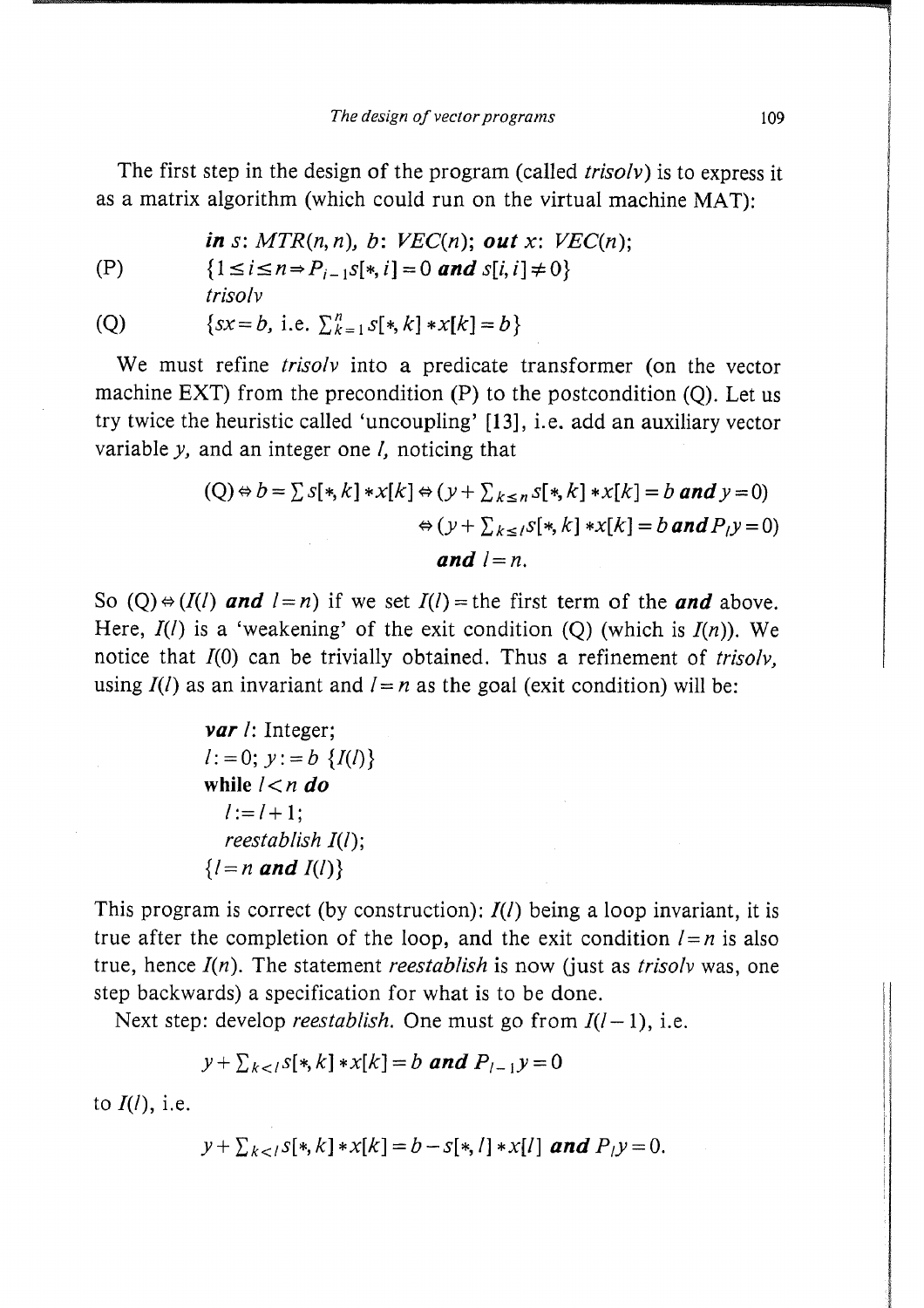The first step in the design of the program (called *trisolv*) is to express it as a matrix algorithm (which could run on the virtual machine MAT):

$$\textbf{\textit{in}}\ s\text{: } MTR(n,n),\ b\text{: } VEC(n);\ \textbf{\textit{out}}\ x\text{: } VEC(n);$$

(P) $\{1 \le i \le n \Rightarrow P_{i-1}s[*,i] = 0 \ \textbf{\textit{and}}\ s[i,i] \ne 0\}$

*trisolv*

(Q) $\{sx = b, \text{ i.e. } \sum_{k=1}^{n} s[*,k] * x[k] = b\}$

We must refine *trisolv* into a predicate transformer (on the vector machine EXT) from the precondition (P) to the postcondition (Q). Let us try twice the heuristic called 'uncoupling' [13], i.e. add an auxiliary vector variable $y$, and an integer one $l$, noticing that

$$(Q) \Leftrightarrow b = \sum s[*,k] * x[k] \Leftrightarrow (y + \sum_{k \le n} s[*,k] * x[k] = b \ \textbf{\textit{and}}\ y = 0)$$
$$\Leftrightarrow (y + \sum_{k \le l} s[*,k] * x[k] = b \ \textbf{\textit{and}}\ P_l y = 0)$$
$$\textbf{\textit{and}}\ l = n.$$

So $(Q) \Leftrightarrow (I(l)$ ***and*** $l = n)$ if we set $I(l) =$ the first term of the ***and*** above. Here, $I(l)$ is a 'weakening' of the exit condition (Q) (which is $I(n)$). We notice that $I(0)$ can be trivially obtained. Thus a refinement of *trisolv*, using $I(l)$ as an invariant and $l = n$ as the goal (exit condition) will be:

```
var l: Integer;
l:=0; y:=b {I(l)}
while l<n do
   l:=l+1;
   reestablish I(l);
{l=n and I(l)}
```

This program is correct (by construction): $I(l)$ being a loop invariant, it is true after the completion of the loop, and the exit condition $l = n$ is also true, hence $I(n)$. The statement *reestablish* is now (just as *trisolv* was, one step backwards) a specification for what is to be done.

Next step: develop *reestablish*. One must go from $I(l-1)$, i.e.

$$y + \sum_{k<l} s[*,k] * x[k] = b \ \textbf{\textit{and}}\ P_{l-1}y = 0$$

to $I(l)$, i.e.

$$y + \sum_{k<l} s[*,k] * x[k] = b - s[*,l] * x[l] \ \textbf{\textit{and}}\ P_l y = 0.$$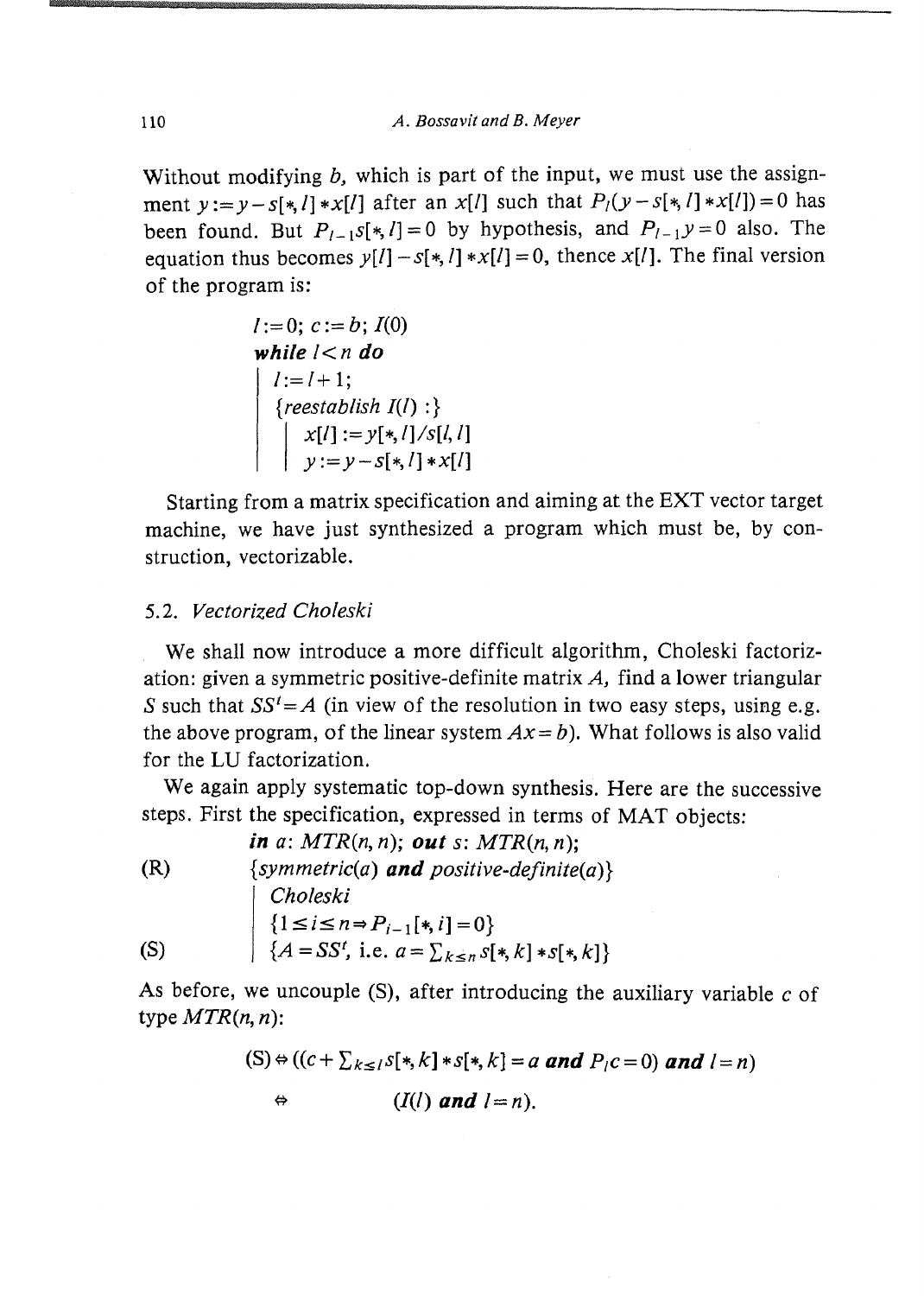Without modifying $b$, which is part of the input, we must use the assignment $y := y - s[*, l] * x[l]$ after an $x[l]$ such that $P_l(y - s[*, l] * x[l]) = 0$ has been found. But $P_{l-1}s[*, l] = 0$ by hypothesis, and $P_{l-1}y = 0$ also. The equation thus becomes $y[l] - s[*, l] * x[l] = 0$, thence $x[l]$. The final version of the program is:

```
l := 0; c := b; I(0)
while l < n do
|  l := l + 1;
|  {reestablish I(l) :}
|  |  x[l] := y[*, l]/s[l, l]
|  |  y := y - s[*, l] * x[l]
```

Starting from a matrix specification and aiming at the EXT vector target machine, we have just synthesized a program which must be, by construction, vectorizable.

### 5.2. *Vectorized Choleski*

We shall now introduce a more difficult algorithm, Choleski factorization: given a symmetric positive-definite matrix $A$, find a lower triangular $S$ such that $SS^t = A$ (in view of the resolution in two easy steps, using e.g. the above program, of the linear system $Ax = b$). What follows is also valid for the LU factorization.

We again apply systematic top-down synthesis. Here are the successive steps. First the specification, expressed in terms of MAT objects:

```
      in a: MTR(n, n); out s: MTR(n, n);
(R)   {symmetric(a) and positive-definite(a)}
      |  Choleski
      |  {1 ≤ i ≤ n ⇒ P_{i-1}[*, i] = 0}
(S)   |  {A = SS^t, i.e. a = Σ_{k≤n} s[*, k] * s[*, k]}
```

As before, we uncouple (S), after introducing the auxiliary variable $c$ of type $MTR(n, n)$:

$$(S) \Leftrightarrow ((c + \textstyle\sum_{k \le l} s[*, k] * s[*, k] = a \textbf{ and } P_l c = 0) \textbf{ and } l = n)$$

$$\Leftrightarrow \qquad (I(l) \textbf{ and } l = n).$$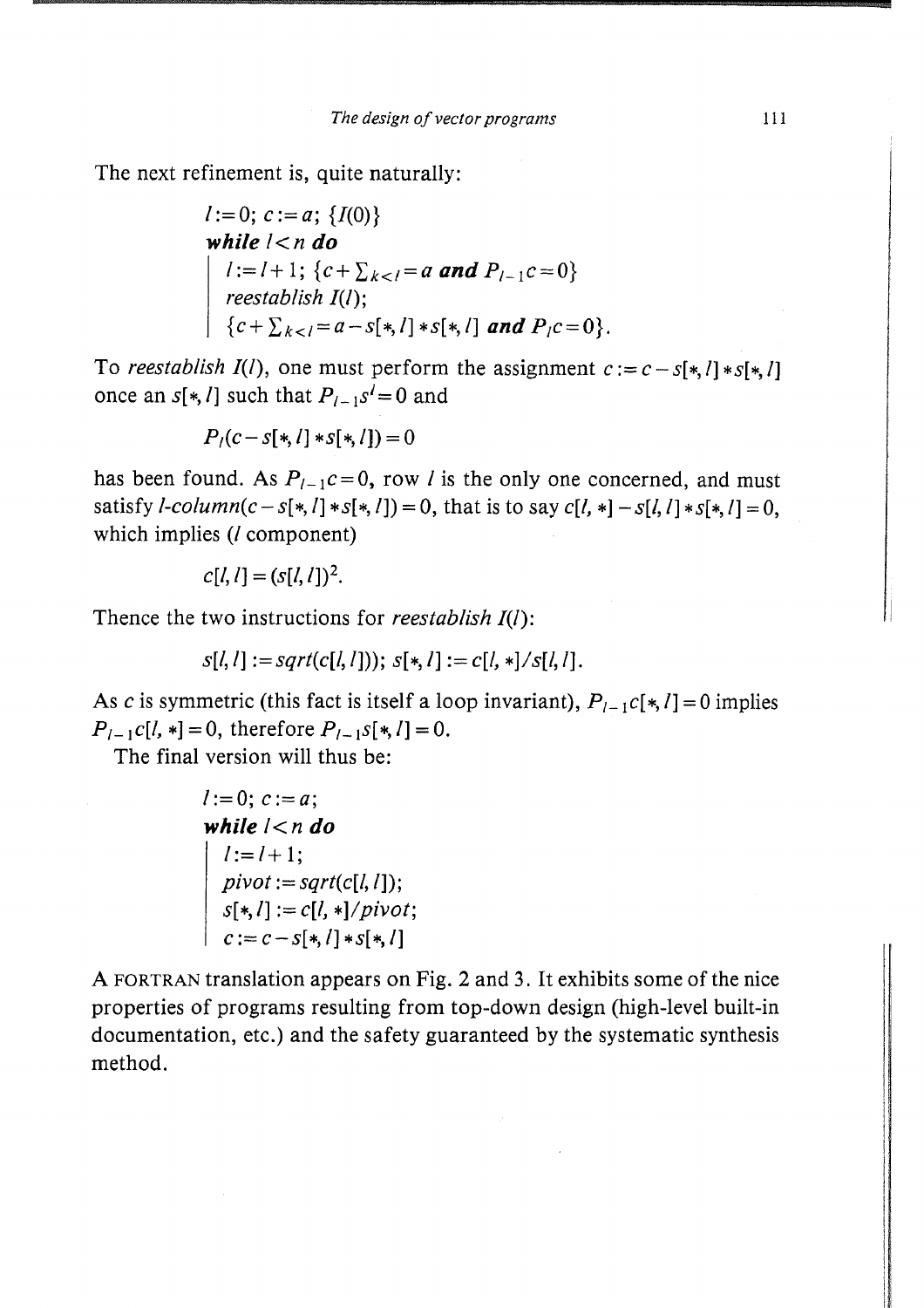The next refinement is, quite naturally:

```
l := 0; c := a; {I(0)}
while l < n do
|   l := l + 1; {c + Σ_{k<l} = a and P_{l-1}c = 0}
|   reestablish I(l);
|   {c + Σ_{k<l} = a − s[*, l] * s[*, l] and P_l c = 0}.
```

To *reestablish* $I(l)$, one must perform the assignment $c := c - s[*, l] * s[*, l]$ once an $s[*, l]$ such that $P_{l-1}s^l = 0$ and

$$P_l(c - s[*, l] * s[*, l]) = 0$$

has been found. As $P_{l-1}c = 0$, row $l$ is the only one concerned, and must satisfy $l$-*column*$(c - s[*, l] * s[*, l]) = 0$, that is to say $c[l, *] - s[l, l] * s[*, l] = 0$, which implies ($l$ component)

$$c[l, l] = (s[l, l])^2.$$

Thence the two instructions for *reestablish* $I(l)$:

$$s[l, l] := sqrt(c[l, l]); \; s[*, l] := c[l, *]/s[l, l].$$

As $c$ is symmetric (this fact is itself a loop invariant), $P_{l-1}c[*, l] = 0$ implies $P_{l-1}c[l, *] = 0$, therefore $P_{l-1}s[*, l] = 0$.

The final version will thus be:

```
l := 0; c := a;
while l < n do
|   l := l + 1;
|   pivot := sqrt(c[l, l]);
|   s[*, l] := c[l, *]/pivot;
|   c := c − s[*, l] * s[*, l]
```

A FORTRAN translation appears on Fig. 2 and 3. It exhibits some of the nice properties of programs resulting from top-down design (high-level built-in documentation, etc.) and the safety guaranteed by the systematic synthesis method.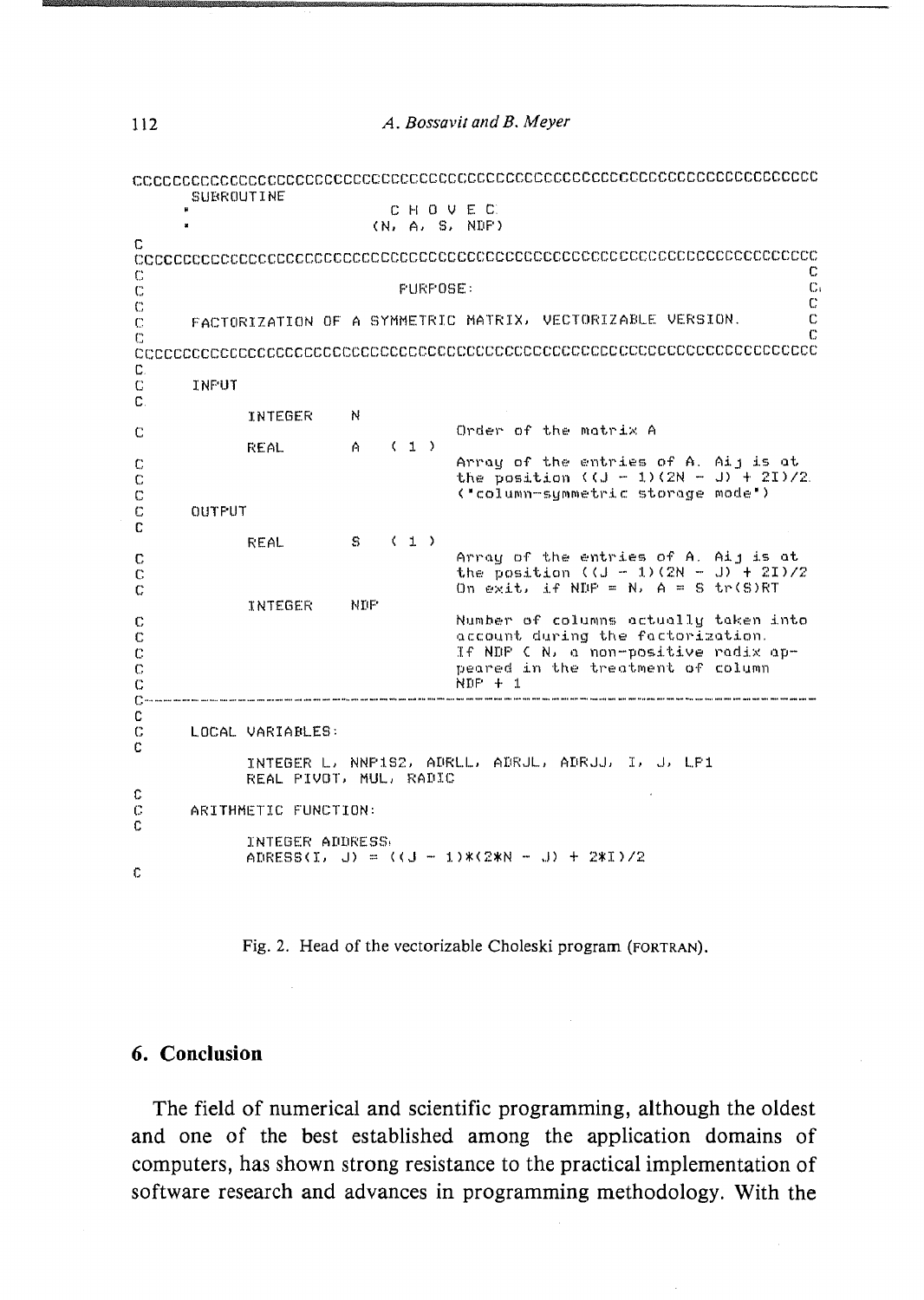```
CCCCCCCCCCCCCCCCCCCCCCCCCCCCCCCCCCCCCCCCCCCCCCCCCCCCCCCCCCCCCCCCCCCCCCC
      SUBROUTINE
     *                          C H O V E C
     *                         (N, A, S, NDF)
C
CCCCCCCCCCCCCCCCCCCCCCCCCCCCCCCCCCCCCCCCCCCCCCCCCCCCCCCCCCCCCCCCCCCCCCC
C                                                                     C
C                               PURPOSE:                              C
C                                                                     C
C     FACTORIZATION OF A SYMMETRIC MATRIX, VECTORIZABLE VERSION.      C
C                                                                     C
CCCCCCCCCCCCCCCCCCCCCCCCCCCCCCCCCCCCCCCCCCCCCCCCCCCCCCCCCCCCCCCCCCCCCCC
C
C     INPUT
C
          INTEGER     N
C                                  Order of the matrix A
          REAL        A   ( 1 )
C                                  Array of the entries of A. Aij is at
C                                  the position ((J - 1)(2N - J) + 2I)/2.
C                                  ('column-symmetric storage mode')
C     OUTPUT
C
          REAL        S   ( 1 )
C                                  Array of the entries of A. Aij is at
C                                  the position ((J - 1)(2N - J) + 2I)/2
C                                  On exit, if NDF = N, A = S tr(S)RT
          INTEGER     NDF
C                                  Number of columns actually taken into
C                                  account during the factorization.
C                                  If NDF < N, a non-positive radix ap-
C                                  peared in the treatment of column
C                                  NDF + 1
C-----------------------------------------------------------------------
C
C     LOCAL VARIABLES:
C
          INTEGER L, NNP1S2, ADRLL, ADRJL, ADRJJ, I, J, LP1
          REAL PIVOT, MUL, RADIC
C
C     ARITHMETIC FUNCTION:
C
          INTEGER ADDRESS
          ADRESS(I, J) = ((J - 1)*(2*N - J) + 2*I)/2
C
```

Fig. 2. Head of the vectorizable Choleski program (FORTRAN).

## 6. Conclusion

The field of numerical and scientific programming, although the oldest and one of the best established among the application domains of computers, has shown strong resistance to the practical implementation of software research and advances in programming methodology. With the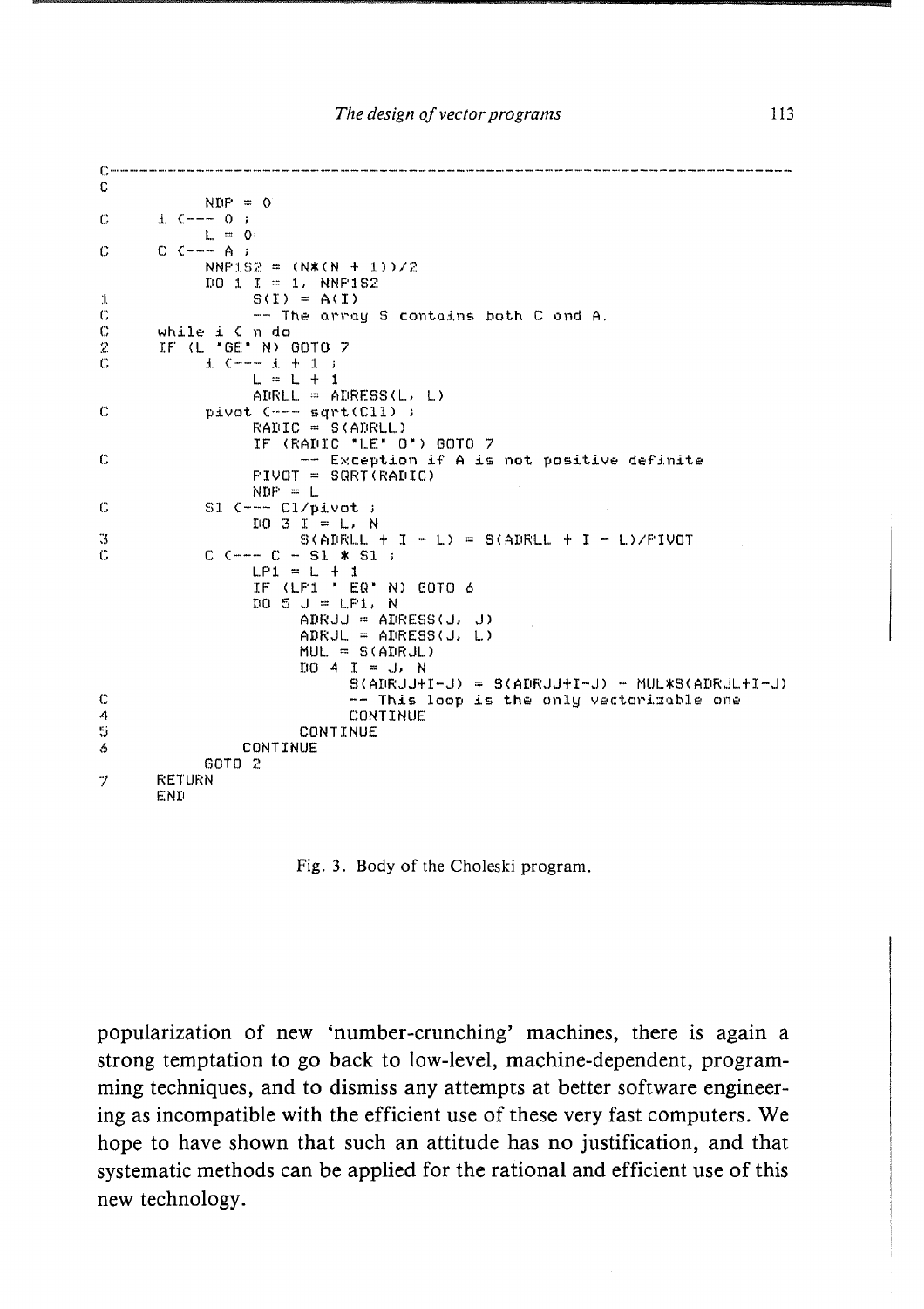```
C-------------------------------------------------------------------------
C
      NDP = 0
C     i <--- 0 ;
      L = 0
C     C <--- A ;
      NNP1S2 = (N*(N + 1))/2
      DO 1 I = 1, NNP1S2
1           S(I) = A(I)
C           -- The array S contains both C and A.
C     while i < n do
2     IF (L 'GE' N) GOTO 7
C           i <--- i + 1 ;
            L = L + 1
            ADRLL = ADRESS(L, L)
C           pivot <--- sqrt(C11) ;
            RADIC = S(ADRLL)
            IF (RADIC 'LE' 0') GOTO 7
C                 -- Exception if A is not positive definite
            PIVOT = SQRT(RADIC)
            NDP = L
C           S1 <--- C1/pivot ;
            DO 3 I = L, N
3                 S(ADRLL + I - L) = S(ADRLL + I - L)/PIVOT
C           C <--- C - S1 * S1 ;
            LP1 = L + 1
            IF (LP1 ' EQ' N) GOTO 6
            DO 5 J = LP1, N
                  ADRJJ = ADRESS(J, J)
                  ADRJL = ADRESS(J, L)
                  MUL = S(ADRJL)
                  DO 4 I = J, N
                        S(ADRJJ+I-J) = S(ADRJJ+I-J) - MUL*S(ADRJL+I-J)
C                       -- This loop is the only vectorizable one
4                       CONTINUE
5                 CONTINUE
6           CONTINUE
      GOTO 2
7     RETURN
      END
```

Fig. 3. Body of the Choleski program.

popularization of new 'number-crunching' machines, there is again a strong temptation to go back to low-level, machine-dependent, programming techniques, and to dismiss any attempts at better software engineering as incompatible with the efficient use of these very fast computers. We hope to have shown that such an attitude has no justification, and that systematic methods can be applied for the rational and efficient use of this new technology.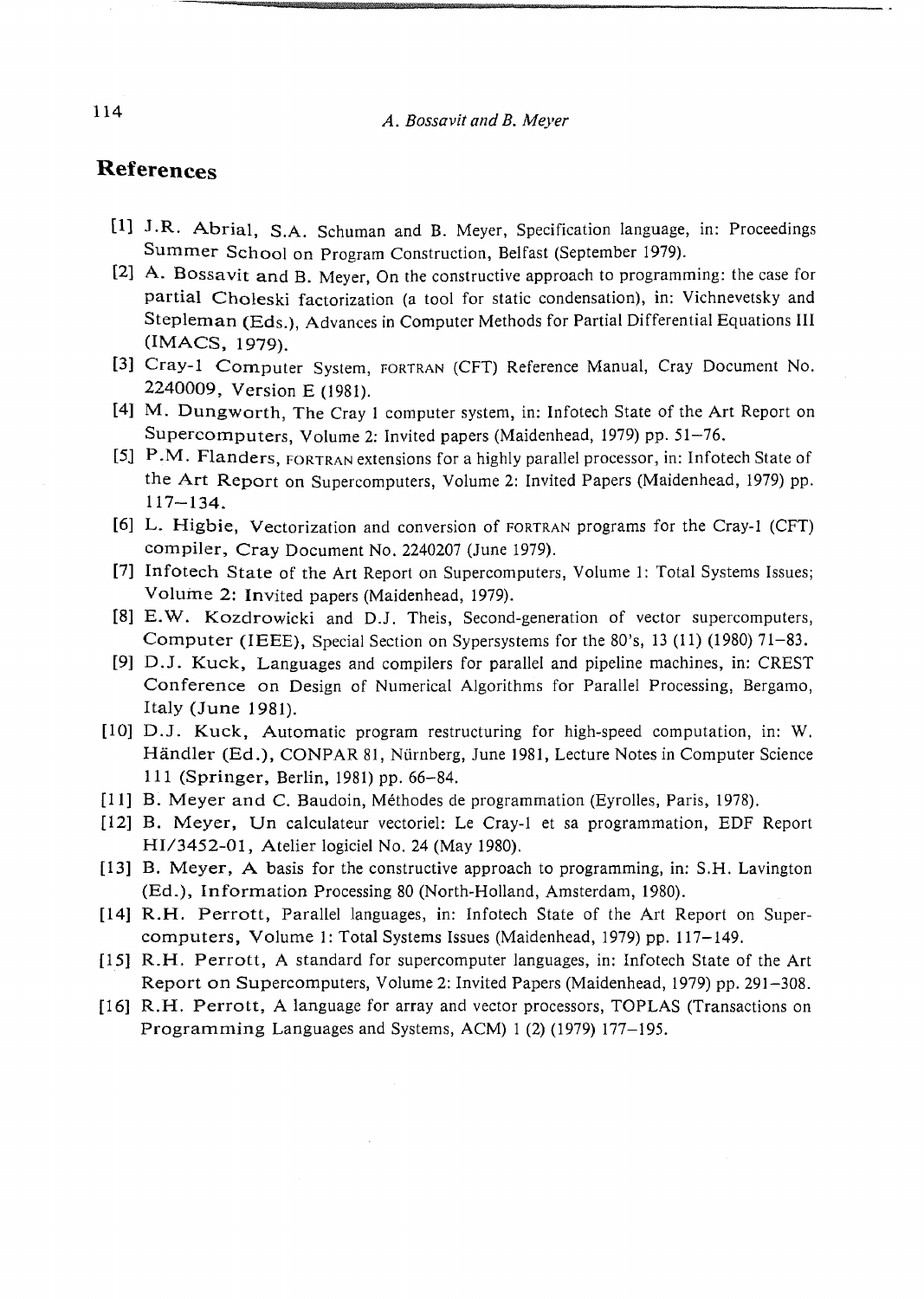## References

[1] J.R. Abrial, S.A. Schuman and B. Meyer, Specification language, in: Proceedings Summer School on Program Construction, Belfast (September 1979).

[2] A. Bossavit and B. Meyer, On the constructive approach to programming: the case for partial Choleski factorization (a tool for static condensation), in: Vichnevetsky and Stepleman (Eds.), Advances in Computer Methods for Partial Differential Equations III (IMACS, 1979).

[3] Cray-1 Computer System, FORTRAN (CFT) Reference Manual, Cray Document No. 2240009, Version E (1981).

[4] M. Dungworth, The Cray 1 computer system, in: Infotech State of the Art Report on Supercomputers, Volume 2: Invited papers (Maidenhead, 1979) pp. 51–76.

[5] P.M. Flanders, FORTRAN extensions for a highly parallel processor, in: Infotech State of the Art Report on Supercomputers, Volume 2: Invited Papers (Maidenhead, 1979) pp. 117–134.

[6] L. Higbie, Vectorization and conversion of FORTRAN programs for the Cray-1 (CFT) compiler, Cray Document No. 2240207 (June 1979).

[7] Infotech State of the Art Report on Supercomputers, Volume 1: Total Systems Issues; Volume 2: Invited papers (Maidenhead, 1979).

[8] E.W. Kozdrowicki and D.J. Theis, Second-generation of vector supercomputers, Computer (IEEE), Special Section on Sypersystems for the 80's, 13 (11) (1980) 71–83.

[9] D.J. Kuck, Languages and compilers for parallel and pipeline machines, in: CREST Conference on Design of Numerical Algorithms for Parallel Processing, Bergamo, Italy (June 1981).

[10] D.J. Kuck, Automatic program restructuring for high-speed computation, in: W. Händler (Ed.), CONPAR 81, Nürnberg, June 1981, Lecture Notes in Computer Science 111 (Springer, Berlin, 1981) pp. 66–84.

[11] B. Meyer and C. Baudoin, Méthodes de programmation (Eyrolles, Paris, 1978).

[12] B. Meyer, Un calculateur vectoriel: Le Cray-1 et sa programmation, EDF Report HI/3452-01, Atelier logiciel No. 24 (May 1980).

[13] B. Meyer, A basis for the constructive approach to programming, in: S.H. Lavington (Ed.), Information Processing 80 (North-Holland, Amsterdam, 1980).

[14] R.H. Perrott, Parallel languages, in: Infotech State of the Art Report on Supercomputers, Volume 1: Total Systems Issues (Maidenhead, 1979) pp. 117–149.

[15] R.H. Perrott, A standard for supercomputer languages, in: Infotech State of the Art Report on Supercomputers, Volume 2: Invited Papers (Maidenhead, 1979) pp. 291–308.

[16] R.H. Perrott, A language for array and vector processors, TOPLAS (Transactions on Programming Languages and Systems, ACM) 1 (2) (1979) 177–195.